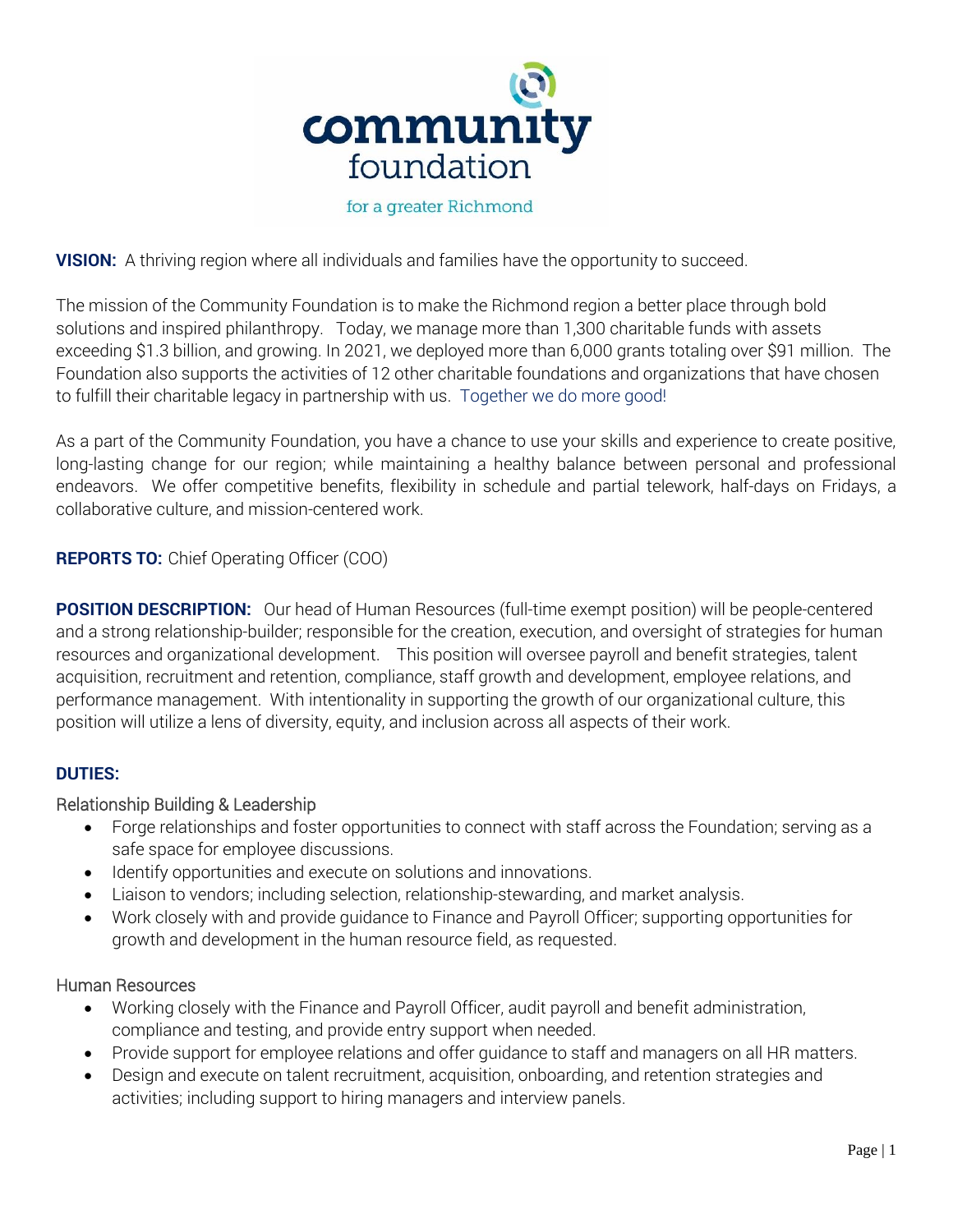community foundation

for a greater Richmond

**VISION:** A thriving region where all individuals and families have the opportunity to succeed.

The mission of the Community Foundation is to make the Richmond region a better place through bold solutions and inspired philanthropy. Today, we manage more than 1,300 charitable funds with assets exceeding $1.3 billion, and growing. In 2021, we deployed more than 6,000 grants totaling over $91 million. The Foundation also supports the activities of 12 other charitable foundations and organizations that have chosen to fulfill their charitable legacy in partnership with us. Together we do more good!

As a part of the Community Foundation, you have a chance to use your skills and experience to create positive, long-lasting change for our region; while maintaining a healthy balance between personal and professional endeavors. We offer competitive benefits, flexibility in schedule and partial telework, half-days on Fridays, a collaborative culture, and mission-centered work.

**REPORTS TO:** Chief Operating Officer (COO)

**POSITION DESCRIPTION:** Our head of Human Resources (full-time exempt position) will be people-centered and a strong relationship-builder; responsible for the creation, execution, and oversight of strategies for human resources and organizational development. This position will oversee payroll and benefit strategies, talent acquisition, recruitment and retention, compliance, staff growth and development, employee relations, and performance management. With intentionality in supporting the growth of our organizational culture, this position will utilize a lens of diversity, equity, and inclusion across all aspects of their work.

**DUTIES:**

Relationship Building & Leadership

- Forge relationships and foster opportunities to connect with staff across the Foundation; serving as a safe space for employee discussions.
- Identify opportunities and execute on solutions and innovations.
- Liaison to vendors; including selection, relationship-stewarding, and market analysis.
- Work closely with and provide guidance to Finance and Payroll Officer; supporting opportunities for growth and development in the human resource field, as requested.

Human Resources

- Working closely with the Finance and Payroll Officer, audit payroll and benefit administration, compliance and testing, and provide entry support when needed.
- Provide support for employee relations and offer guidance to staff and managers on all HR matters.
- Design and execute on talent recruitment, acquisition, onboarding, and retention strategies and activities; including support to hiring managers and interview panels.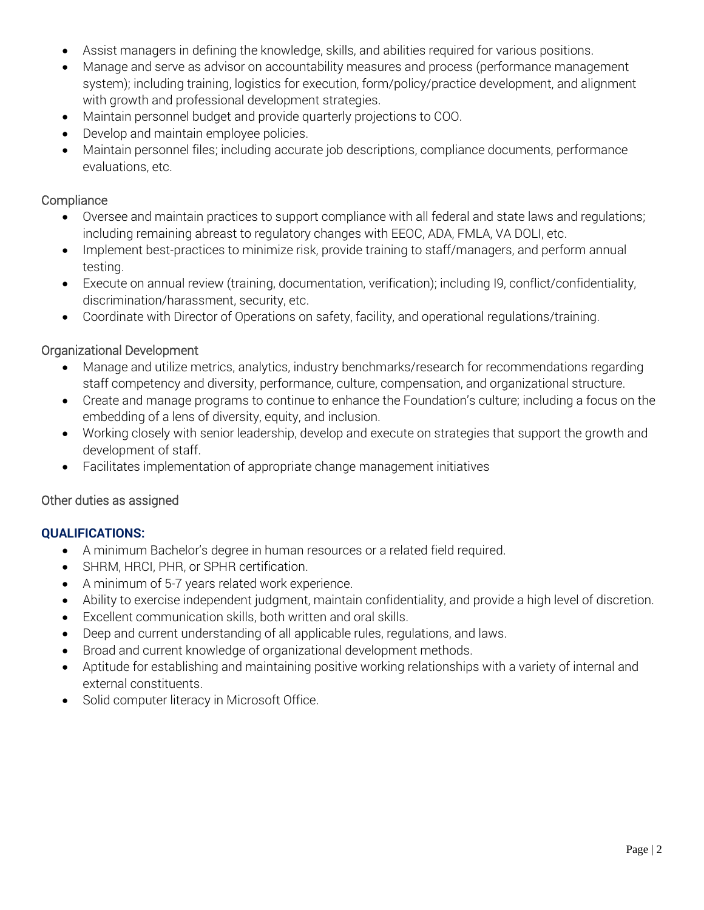- Assist managers in defining the knowledge, skills, and abilities required for various positions.
- Manage and serve as advisor on accountability measures and process (performance management system); including training, logistics for execution, form/policy/practice development, and alignment with growth and professional development strategies.
- Maintain personnel budget and provide quarterly projections to COO.
- Develop and maintain employee policies.
- Maintain personnel files; including accurate job descriptions, compliance documents, performance evaluations, etc.

Compliance

- Oversee and maintain practices to support compliance with all federal and state laws and regulations; including remaining abreast to regulatory changes with EEOC, ADA, FMLA, VA DOLI, etc.
- Implement best-practices to minimize risk, provide training to staff/managers, and perform annual testing.
- Execute on annual review (training, documentation, verification); including I9, conflict/confidentiality, discrimination/harassment, security, etc.
- Coordinate with Director of Operations on safety, facility, and operational regulations/training.

Organizational Development

- Manage and utilize metrics, analytics, industry benchmarks/research for recommendations regarding staff competency and diversity, performance, culture, compensation, and organizational structure.
- Create and manage programs to continue to enhance the Foundation's culture; including a focus on the embedding of a lens of diversity, equity, and inclusion.
- Working closely with senior leadership, develop and execute on strategies that support the growth and development of staff.
- Facilitates implementation of appropriate change management initiatives

Other duties as assigned

**QUALIFICATIONS:**

- A minimum Bachelor's degree in human resources or a related field required.
- SHRM, HRCI, PHR, or SPHR certification.
- A minimum of 5-7 years related work experience.
- Ability to exercise independent judgment, maintain confidentiality, and provide a high level of discretion.
- Excellent communication skills, both written and oral skills.
- Deep and current understanding of all applicable rules, regulations, and laws.
- Broad and current knowledge of organizational development methods.
- Aptitude for establishing and maintaining positive working relationships with a variety of internal and external constituents.
- Solid computer literacy in Microsoft Office.